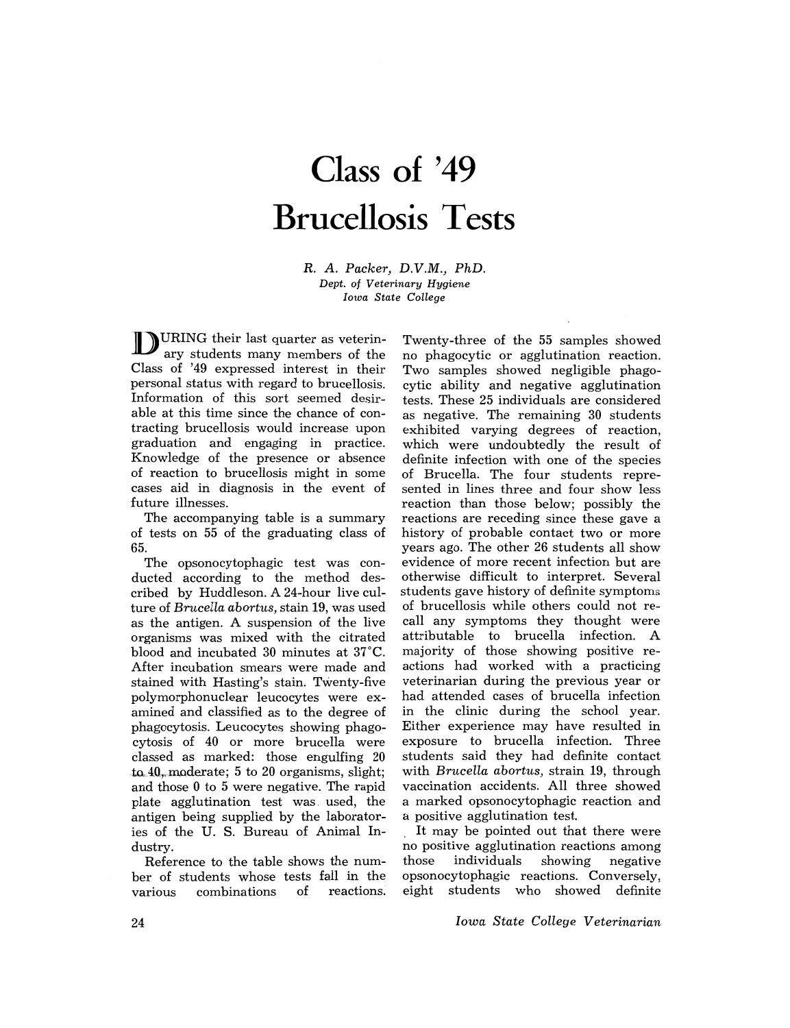# Class of '49 Brucellosis Tests

*R. A. Packer, D.V.M., PhD.*
*Dept. of Veterinary Hygiene*
*Iowa State College*

DURING their last quarter as veterinary students many members of the Class of '49 expressed interest in their personal status with regard to brucellosis. Information of this sort seemed desirable at this time since the chance of contracting brucellosis would increase upon graduation and engaging in practice. Knowledge of the presence or absence of reaction to brucellosis might in some cases aid in diagnosis in the event of future illnesses.

The accompanying table is a summary of tests on 55 of the graduating class of 65.

The opsonocytophagic test was conducted according to the method described by Huddleson. A 24-hour live culture of *Brucella abortus*, stain 19, was used as the antigen. A suspension of the live organisms was mixed with the citrated blood and incubated 30 minutes at 37°C. After incubation smears were made and stained with Hasting's stain. Twenty-five polymorphonuclear leucocytes were examined and classified as to the degree of phagocytosis. Leucocytes showing phagocytosis of 40 or more brucella were classed as marked: those engulfing 20 to 40, moderate; 5 to 20 organisms, slight; and those 0 to 5 were negative. The rapid plate agglutination test was used, the antigen being supplied by the laboratories of the U. S. Bureau of Animal Industry.

Reference to the table shows the number of students whose tests fall in the various combinations of reactions. Twenty-three of the 55 samples showed no phagocytic or agglutination reaction. Two samples showed negligible phagocytic ability and negative agglutination tests. These 25 individuals are considered as negative. The remaining 30 students exhibited varying degrees of reaction, which were undoubtedly the result of definite infection with one of the species of Brucella. The four students represented in lines three and four show less reaction than those below; possibly the reactions are receding since these gave a history of probable contact two or more years ago. The other 26 students all show evidence of more recent infection but are otherwise difficult to interpret. Several students gave history of definite symptoms of brucellosis while others could not recall any symptoms they thought were attributable to brucella infection. A majority of those showing positive reactions had worked with a practicing veterinarian during the previous year or had attended cases of brucella infection in the clinic during the school year. Either experience may have resulted in exposure to brucella infection. Three students said they had definite contact with *Brucella abortus*, strain 19, through vaccination accidents. All three showed a marked opsonocytophagic reaction and a positive agglutination test.

It may be pointed out that there were no positive agglutination reactions among those individuals showing negative opsonocytophagic reactions. Conversely, eight students who showed definite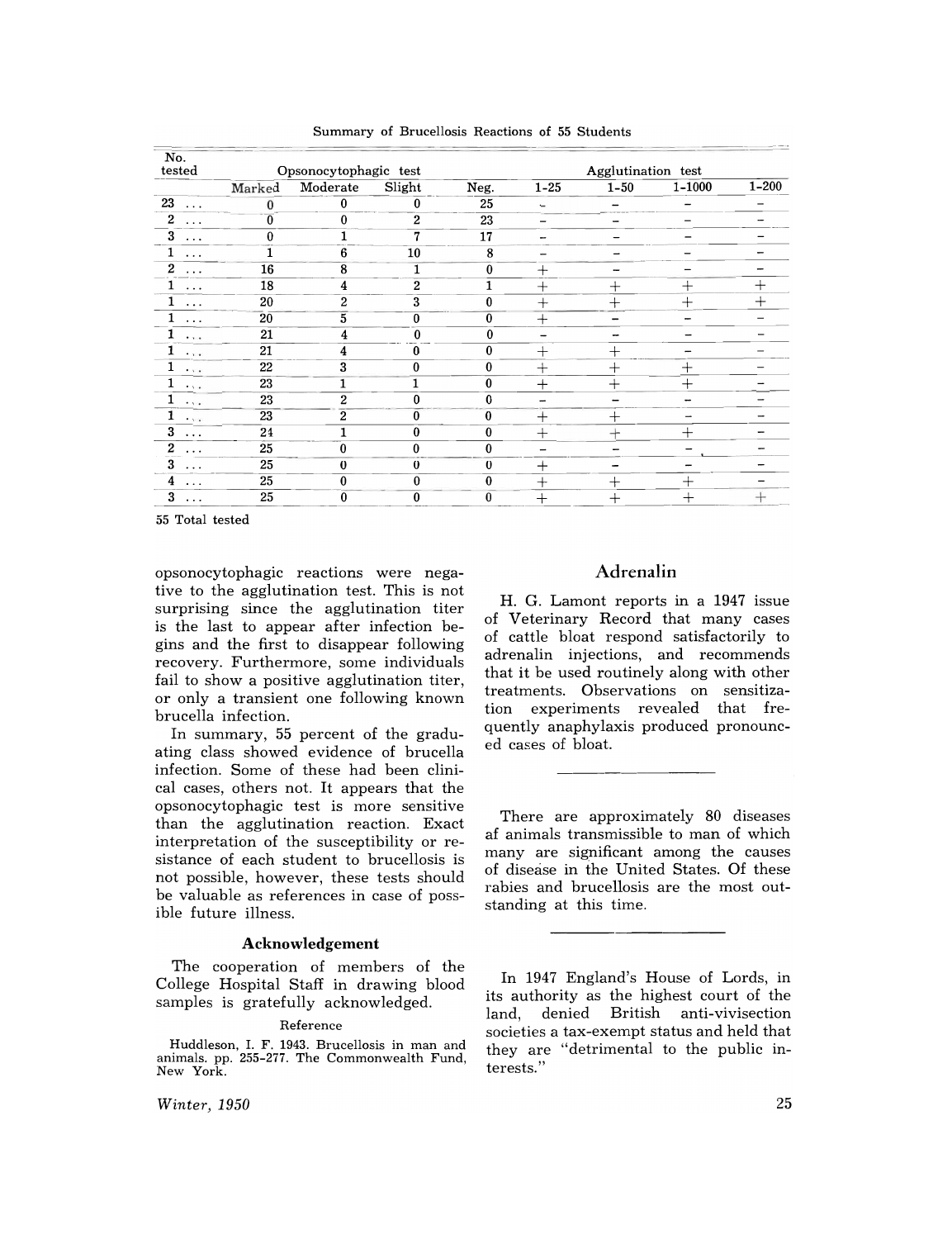Summary of Brucellosis Reactions of 55 Students

| No. tested | Opsonocytophagic test | | | | Agglutination test | | | |
|---|---|---|---|---|---|---|---|---|
| | Marked | Moderate | Slight | Neg. | 1-25 | 1-50 | 1-1000 | 1-200 |
| 23 ... | 0 | 0 | 0 | 25 | - | - | - | - |
| 2 ... | 0 | 0 | 2 | 23 | - | - | - | - |
| 3 ... | 0 | 1 | 7 | 17 | - | - | - | - |
| 1 ... | 1 | 6 | 10 | 8 | - | - | - | - |
| 2 ... | 16 | 8 | 1 | 0 | + | - | - | - |
| 1 ... | 18 | 4 | 2 | 1 | + | + | + | + |
| 1 ... | 20 | 2 | 3 | 0 | + | + | + | + |
| 1 ... | 20 | 5 | 0 | 0 | + | - | - | - |
| 1 ... | 21 | 4 | 0 | 0 | - | - | - | - |
| 1 ... | 21 | 4 | 0 | 0 | + | + | - | - |
| 1 ... | 22 | 3 | 0 | 0 | + | + | + | - |
| 1 ... | 23 | 1 | 1 | 0 | + | + | + | - |
| 1 ... | 23 | 2 | 0 | 0 | - | - | - | - |
| 1 ... | 23 | 2 | 0 | 0 | + | + | - | - |
| 3 ... | 24 | 1 | 0 | 0 | + | + | + | - |
| 2 ... | 25 | 0 | 0 | 0 | - | - | - | - |
| 3 ... | 25 | 0 | 0 | 0 | + | - | - | - |
| 4 ... | 25 | 0 | 0 | 0 | + | + | + | - |
| 3 ... | 25 | 0 | 0 | 0 | + | + | + | + |

55 Total tested

opsonocytophagic reactions were negative to the agglutination test. This is not surprising since the agglutination titer is the last to appear after infection begins and the first to disappear following recovery. Furthermore, some individuals fail to show a positive agglutination titer, or only a transient one following known brucella infection.

In summary, 55 percent of the graduating class showed evidence of brucella infection. Some of these had been clinical cases, others not. It appears that the opsonocytophagic test is more sensitive than the agglutination reaction. Exact interpretation of the susceptibility or resistance of each student to brucellosis is not possible, however, these tests should be valuable as references in case of possible future illness.

### Acknowledgement

The cooperation of members of the College Hospital Staff in drawing blood samples is gratefully acknowledged.

#### Reference

Huddleson, I. F. 1943. Brucellosis in man and animals. pp. 255-277. The Commonwealth Fund, New York.

## Adrenalin

H. G. Lamont reports in a 1947 issue of Veterinary Record that many cases of cattle bloat respond satisfactorily to adrenalin injections, and recommends that it be used routinely along with other treatments. Observations on sensitization experiments revealed that frequently anaphylaxis produced pronounced cases of bloat.

---

There are approximately 80 diseases af animals transmissible to man of which many are significant among the causes of disease in the United States. Of these rabies and brucellosis are the most outstanding at this time.

---

In 1947 England's House of Lords, in its authority as the highest court of the land, denied British anti-vivisection societies a tax-exempt status and held that they are "detrimental to the public interests."